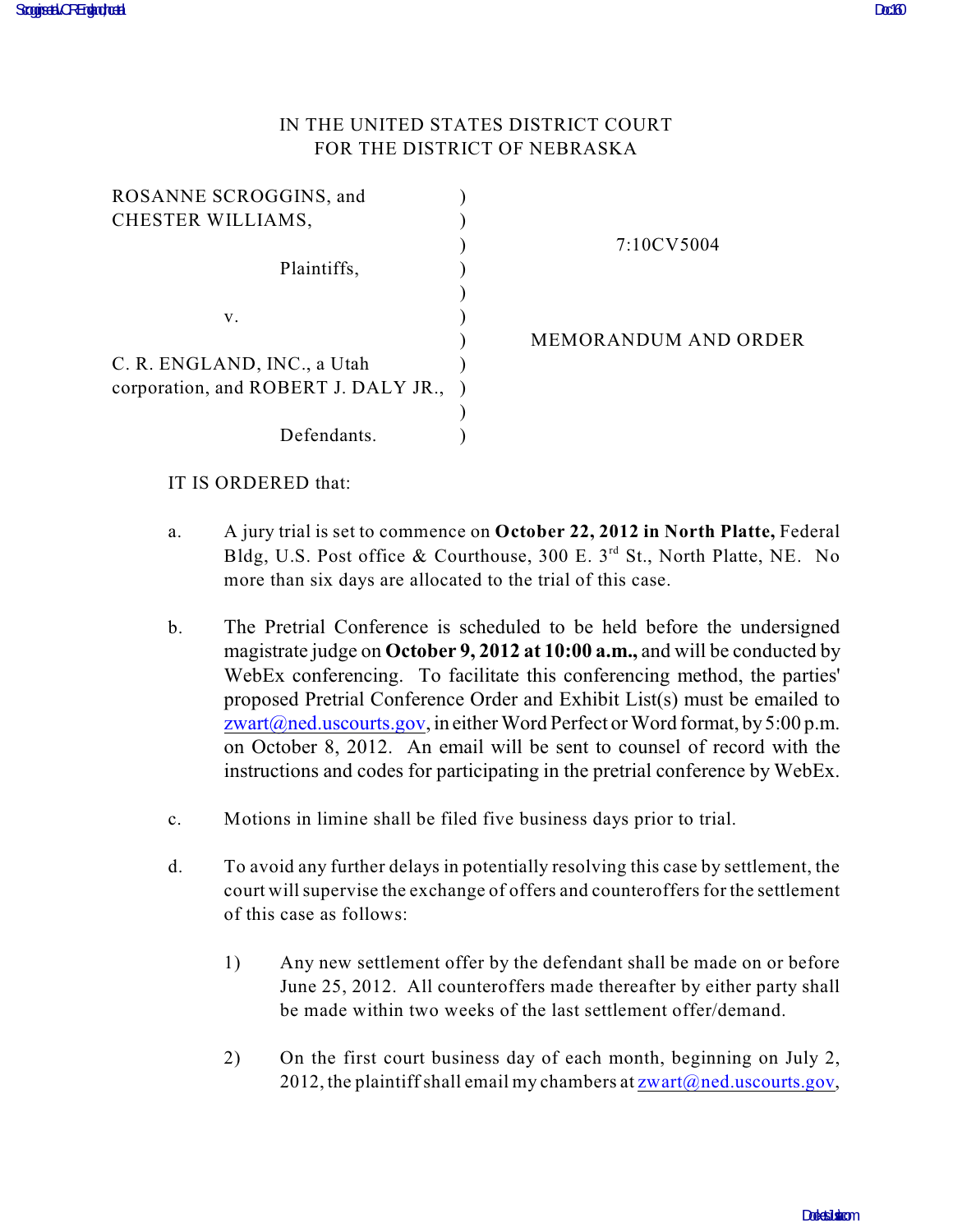IN THE UNITED STATES DISTRICT COURT
FOR THE DISTRICT OF NEBRASKA

| | | |
|---|---|---|
| ROSANNE SCROGGINS, and CHESTER WILLIAMS, | ) | |
| Plaintiffs, | ) | 7:10CV5004 |
| v. | ) | |
| C. R. ENGLAND, INC., a Utah corporation, and ROBERT J. DALY JR., | ) | MEMORANDUM AND ORDER |
| Defendants. | ) | |

IT IS ORDERED that:

a. A jury trial is set to commence on **October 22, 2012 in North Platte,** Federal Bldg, U.S. Post office & Courthouse, 300 E. 3rd St., North Platte, NE. No more than six days are allocated to the trial of this case.

b. The Pretrial Conference is scheduled to be held before the undersigned magistrate judge on **October 9, 2012 at 10:00 a.m.,** and will be conducted by WebEx conferencing. To facilitate this conferencing method, the parties' proposed Pretrial Conference Order and Exhibit List(s) must be emailed to zwart@ned.uscourts.gov, in either Word Perfect or Word format, by 5:00 p.m. on October 8, 2012. An email will be sent to counsel of record with the instructions and codes for participating in the pretrial conference by WebEx.

c. Motions in limine shall be filed five business days prior to trial.

d. To avoid any further delays in potentially resolving this case by settlement, the court will supervise the exchange of offers and counteroffers for the settlement of this case as follows:

   1) Any new settlement offer by the defendant shall be made on or before June 25, 2012. All counteroffers made thereafter by either party shall be made within two weeks of the last settlement offer/demand.

   2) On the first court business day of each month, beginning on July 2, 2012, the plaintiff shall email my chambers at zwart@ned.uscourts.gov,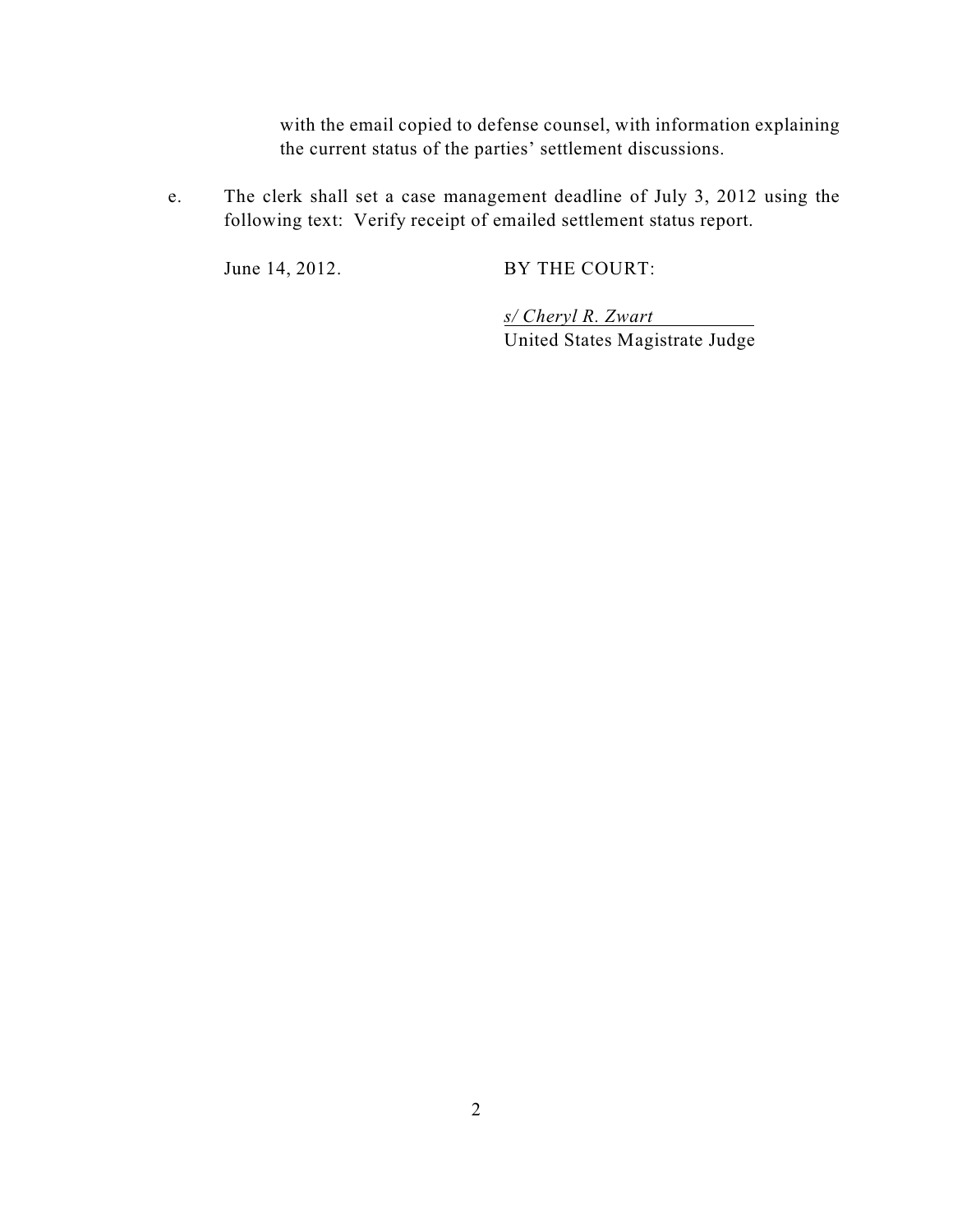with the email copied to defense counsel, with information explaining the current status of the parties' settlement discussions.

e. The clerk shall set a case management deadline of July 3, 2012 using the following text: Verify receipt of emailed settlement status report.

June 14, 2012.

BY THE COURT:

*s/ Cheryl R. Zwart*
United States Magistrate Judge